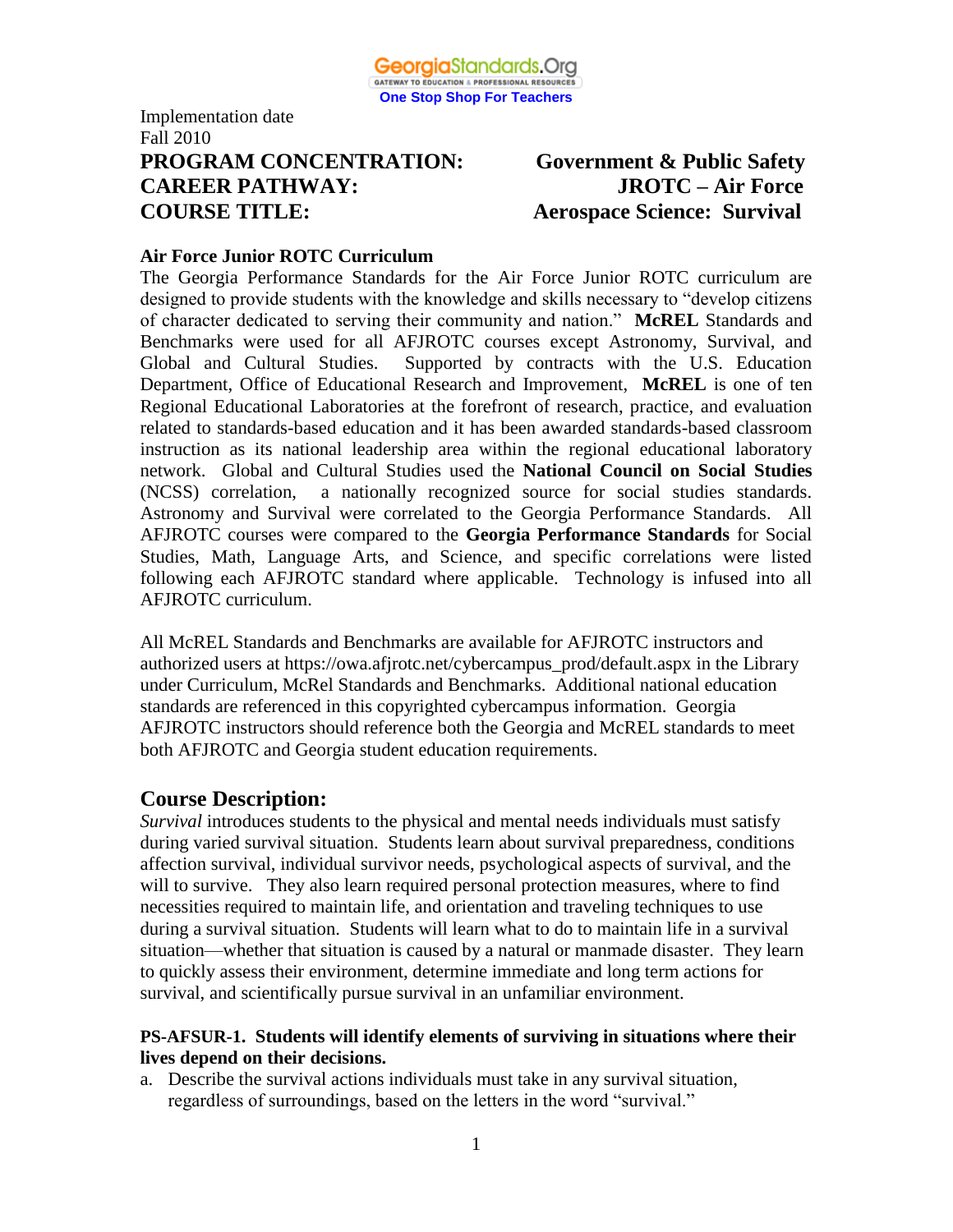GeorgiaStandards.Org
GATEWAY TO EDUCATION & PROFESSIONAL RESOURCES
One Stop Shop For Teachers

Implementation date
Fall 2010

**PROGRAM CONCENTRATION: Government & Public Safety**
**CAREER PATHWAY: JROTC – Air Force**
**COURSE TITLE: Aerospace Science: Survival**

**Air Force Junior ROTC Curriculum**

The Georgia Performance Standards for the Air Force Junior ROTC curriculum are designed to provide students with the knowledge and skills necessary to "develop citizens of character dedicated to serving their community and nation." **McREL** Standards and Benchmarks were used for all AFJROTC courses except Astronomy, Survival, and Global and Cultural Studies. Supported by contracts with the U.S. Education Department, Office of Educational Research and Improvement, **McREL** is one of ten Regional Educational Laboratories at the forefront of research, practice, and evaluation related to standards-based education and it has been awarded standards-based classroom instruction as its national leadership area within the regional educational laboratory network. Global and Cultural Studies used the **National Council on Social Studies** (NCSS) correlation, a nationally recognized source for social studies standards. Astronomy and Survival were correlated to the Georgia Performance Standards. All AFJROTC courses were compared to the **Georgia Performance Standards** for Social Studies, Math, Language Arts, and Science, and specific correlations were listed following each AFJROTC standard where applicable. Technology is infused into all AFJROTC curriculum.

All McREL Standards and Benchmarks are available for AFJROTC instructors and authorized users at https://owa.afjrotc.net/cybercampus_prod/default.aspx in the Library under Curriculum, McRel Standards and Benchmarks. Additional national education standards are referenced in this copyrighted cybercampus information. Georgia AFJROTC instructors should reference both the Georgia and McREL standards to meet both AFJROTC and Georgia student education requirements.

## Course Description:

*Survival* introduces students to the physical and mental needs individuals must satisfy during varied survival situation. Students learn about survival preparedness, conditions affection survival, individual survivor needs, psychological aspects of survival, and the will to survive. They also learn required personal protection measures, where to find necessities required to maintain life, and orientation and traveling techniques to use during a survival situation. Students will learn what to do to maintain life in a survival situation—whether that situation is caused by a natural or manmade disaster. They learn to quickly assess their environment, determine immediate and long term actions for survival, and scientifically pursue survival in an unfamiliar environment.

**PS-AFSUR-1. Students will identify elements of surviving in situations where their lives depend on their decisions.**

a. Describe the survival actions individuals must take in any survival situation, regardless of surroundings, based on the letters in the word "survival."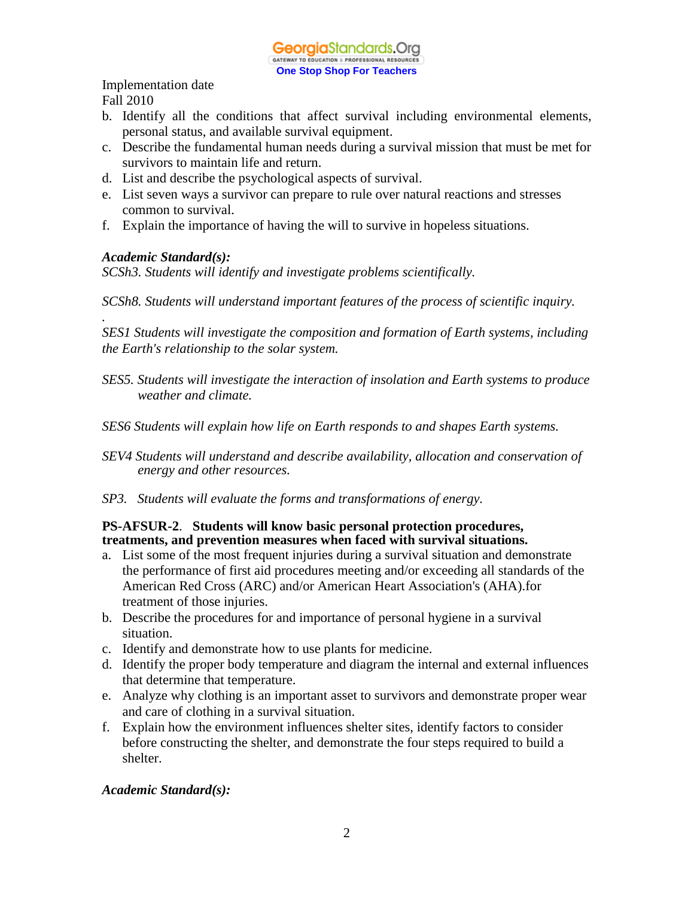Implementation date
Fall 2010

b. Identify all the conditions that affect survival including environmental elements, personal status, and available survival equipment.
c. Describe the fundamental human needs during a survival mission that must be met for survivors to maintain life and return.
d. List and describe the psychological aspects of survival.
e. List seven ways a survivor can prepare to rule over natural reactions and stresses common to survival.
f. Explain the importance of having the will to survive in hopeless situations.

***Academic Standard(s):***

*SCSh3. Students will identify and investigate problems scientifically.*

*SCSh8. Students will understand important features of the process of scientific inquiry.*

.

*SES1 Students will investigate the composition and formation of Earth systems, including the Earth's relationship to the solar system.*

*SES5. Students will investigate the interaction of insolation and Earth systems to produce weather and climate.*

*SES6 Students will explain how life on Earth responds to and shapes Earth systems.*

*SEV4 Students will understand and describe availability, allocation and conservation of energy and other resources.*

*SP3. Students will evaluate the forms and transformations of energy.*

**PS-AFSUR-2**. **Students will know basic personal protection procedures, treatments, and prevention measures when faced with survival situations.**

a. List some of the most frequent injuries during a survival situation and demonstrate the performance of first aid procedures meeting and/or exceeding all standards of the American Red Cross (ARC) and/or American Heart Association's (AHA).for treatment of those injuries.
b. Describe the procedures for and importance of personal hygiene in a survival situation.
c. Identify and demonstrate how to use plants for medicine.
d. Identify the proper body temperature and diagram the internal and external influences that determine that temperature.
e. Analyze why clothing is an important asset to survivors and demonstrate proper wear and care of clothing in a survival situation.
f. Explain how the environment influences shelter sites, identify factors to consider before constructing the shelter, and demonstrate the four steps required to build a shelter.

***Academic Standard(s):***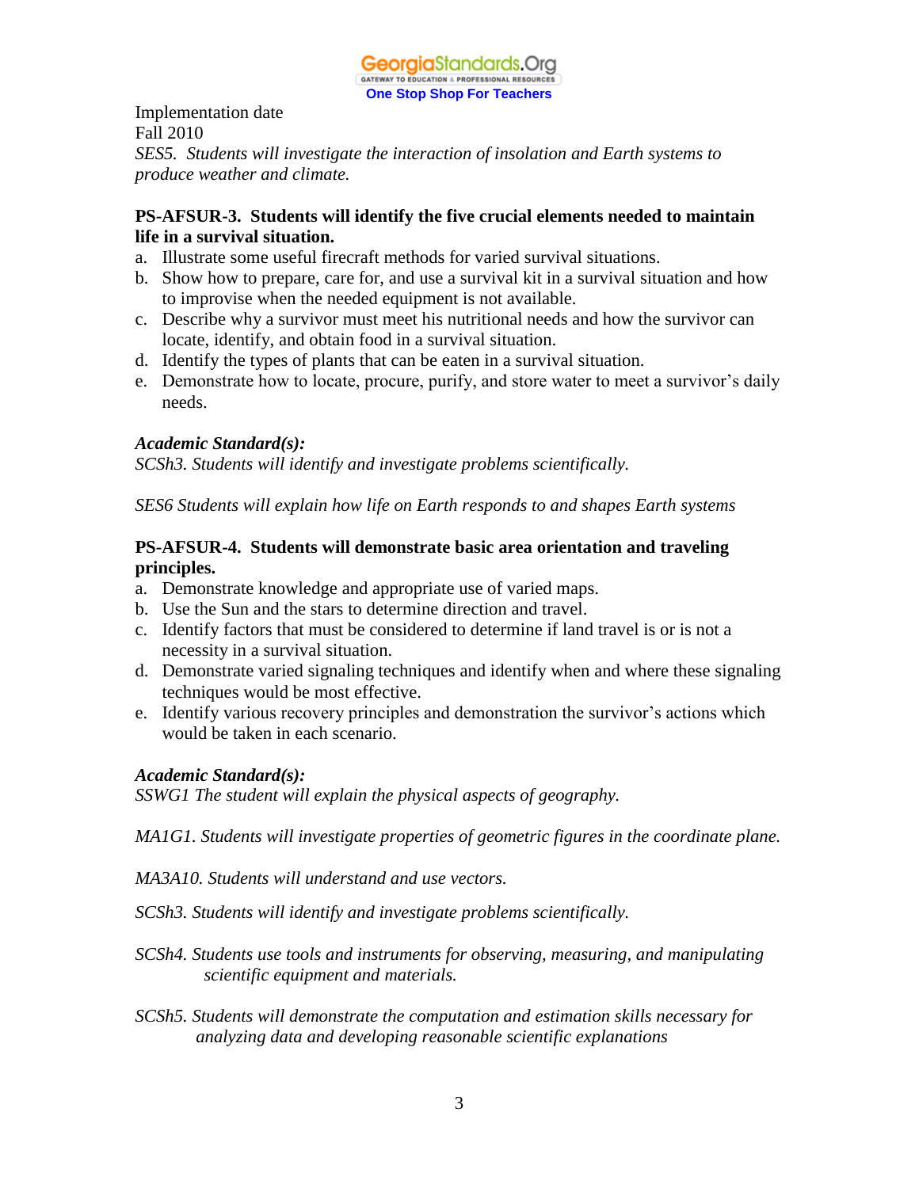Implementation date
Fall 2010

*SES5. Students will investigate the interaction of insolation and Earth systems to produce weather and climate.*

**PS-AFSUR-3. Students will identify the five crucial elements needed to maintain life in a survival situation.**

a. Illustrate some useful firecraft methods for varied survival situations.
b. Show how to prepare, care for, and use a survival kit in a survival situation and how to improvise when the needed equipment is not available.
c. Describe why a survivor must meet his nutritional needs and how the survivor can locate, identify, and obtain food in a survival situation.
d. Identify the types of plants that can be eaten in a survival situation.
e. Demonstrate how to locate, procure, purify, and store water to meet a survivor's daily needs.

***Academic Standard(s):***

*SCSh3. Students will identify and investigate problems scientifically.*

*SES6 Students will explain how life on Earth responds to and shapes Earth systems*

**PS-AFSUR-4. Students will demonstrate basic area orientation and traveling principles.**

a. Demonstrate knowledge and appropriate use of varied maps.
b. Use the Sun and the stars to determine direction and travel.
c. Identify factors that must be considered to determine if land travel is or is not a necessity in a survival situation.
d. Demonstrate varied signaling techniques and identify when and where these signaling techniques would be most effective.
e. Identify various recovery principles and demonstration the survivor's actions which would be taken in each scenario.

***Academic Standard(s):***

*SSWG1 The student will explain the physical aspects of geography.*

*MA1G1. Students will investigate properties of geometric figures in the coordinate plane.*

*MA3A10. Students will understand and use vectors.*

*SCSh3. Students will identify and investigate problems scientifically.*

*SCSh4. Students use tools and instruments for observing, measuring, and manipulating scientific equipment and materials.*

*SCSh5. Students will demonstrate the computation and estimation skills necessary for analyzing data and developing reasonable scientific explanations*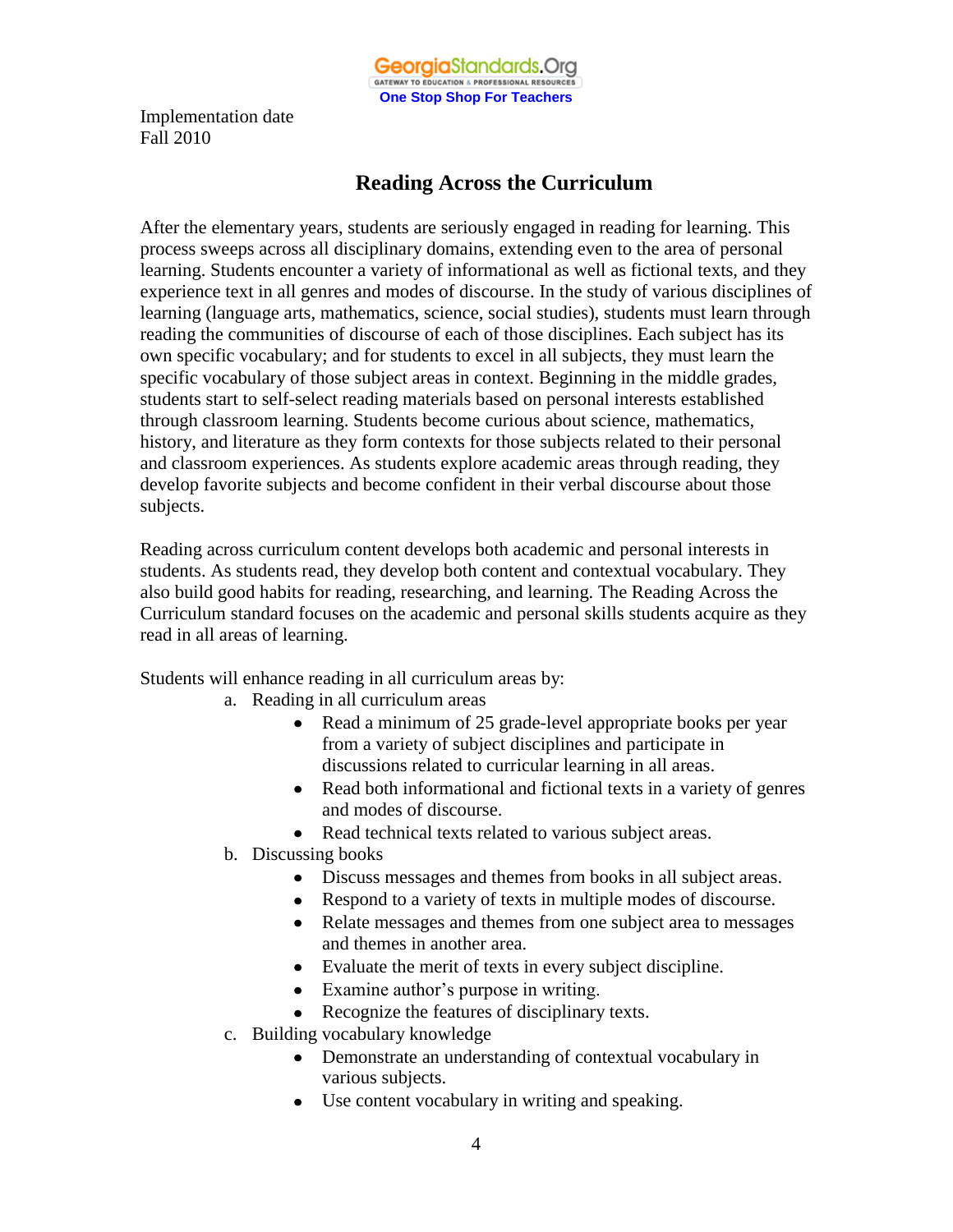Implementation date
Fall 2010

# Reading Across the Curriculum

After the elementary years, students are seriously engaged in reading for learning. This process sweeps across all disciplinary domains, extending even to the area of personal learning. Students encounter a variety of informational as well as fictional texts, and they experience text in all genres and modes of discourse. In the study of various disciplines of learning (language arts, mathematics, science, social studies), students must learn through reading the communities of discourse of each of those disciplines. Each subject has its own specific vocabulary; and for students to excel in all subjects, they must learn the specific vocabulary of those subject areas in context. Beginning in the middle grades, students start to self-select reading materials based on personal interests established through classroom learning. Students become curious about science, mathematics, history, and literature as they form contexts for those subjects related to their personal and classroom experiences. As students explore academic areas through reading, they develop favorite subjects and become confident in their verbal discourse about those subjects.

Reading across curriculum content develops both academic and personal interests in students. As students read, they develop both content and contextual vocabulary. They also build good habits for reading, researching, and learning. The Reading Across the Curriculum standard focuses on the academic and personal skills students acquire as they read in all areas of learning.

Students will enhance reading in all curriculum areas by:

a. Reading in all curriculum areas
   - Read a minimum of 25 grade-level appropriate books per year from a variety of subject disciplines and participate in discussions related to curricular learning in all areas.
   - Read both informational and fictional texts in a variety of genres and modes of discourse.
   - Read technical texts related to various subject areas.

b. Discussing books
   - Discuss messages and themes from books in all subject areas.
   - Respond to a variety of texts in multiple modes of discourse.
   - Relate messages and themes from one subject area to messages and themes in another area.
   - Evaluate the merit of texts in every subject discipline.
   - Examine author's purpose in writing.
   - Recognize the features of disciplinary texts.

c. Building vocabulary knowledge
   - Demonstrate an understanding of contextual vocabulary in various subjects.
   - Use content vocabulary in writing and speaking.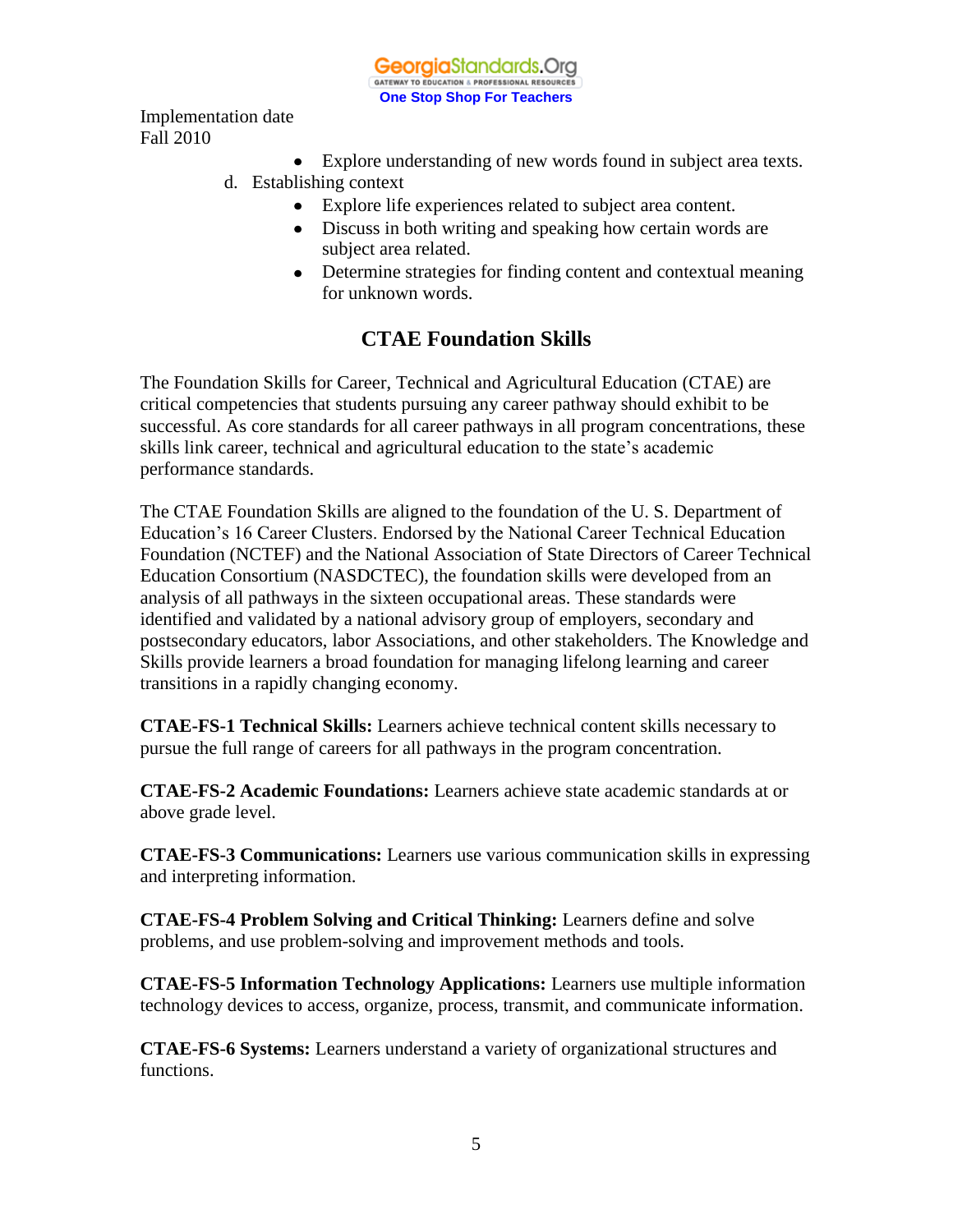- Explore understanding of new words found in subject area texts.

d. Establishing context
   - Explore life experiences related to subject area content.
   - Discuss in both writing and speaking how certain words are subject area related.
   - Determine strategies for finding content and contextual meaning for unknown words.

## CTAE Foundation Skills

The Foundation Skills for Career, Technical and Agricultural Education (CTAE) are critical competencies that students pursuing any career pathway should exhibit to be successful. As core standards for all career pathways in all program concentrations, these skills link career, technical and agricultural education to the state's academic performance standards.

The CTAE Foundation Skills are aligned to the foundation of the U. S. Department of Education's 16 Career Clusters. Endorsed by the National Career Technical Education Foundation (NCTEF) and the National Association of State Directors of Career Technical Education Consortium (NASDCTEC), the foundation skills were developed from an analysis of all pathways in the sixteen occupational areas. These standards were identified and validated by a national advisory group of employers, secondary and postsecondary educators, labor Associations, and other stakeholders. The Knowledge and Skills provide learners a broad foundation for managing lifelong learning and career transitions in a rapidly changing economy.

**CTAE-FS-1 Technical Skills:** Learners achieve technical content skills necessary to pursue the full range of careers for all pathways in the program concentration.

**CTAE-FS-2 Academic Foundations:** Learners achieve state academic standards at or above grade level.

**CTAE-FS-3 Communications:** Learners use various communication skills in expressing and interpreting information.

**CTAE-FS-4 Problem Solving and Critical Thinking:** Learners define and solve problems, and use problem-solving and improvement methods and tools.

**CTAE-FS-5 Information Technology Applications:** Learners use multiple information technology devices to access, organize, process, transmit, and communicate information.

**CTAE-FS-6 Systems:** Learners understand a variety of organizational structures and functions.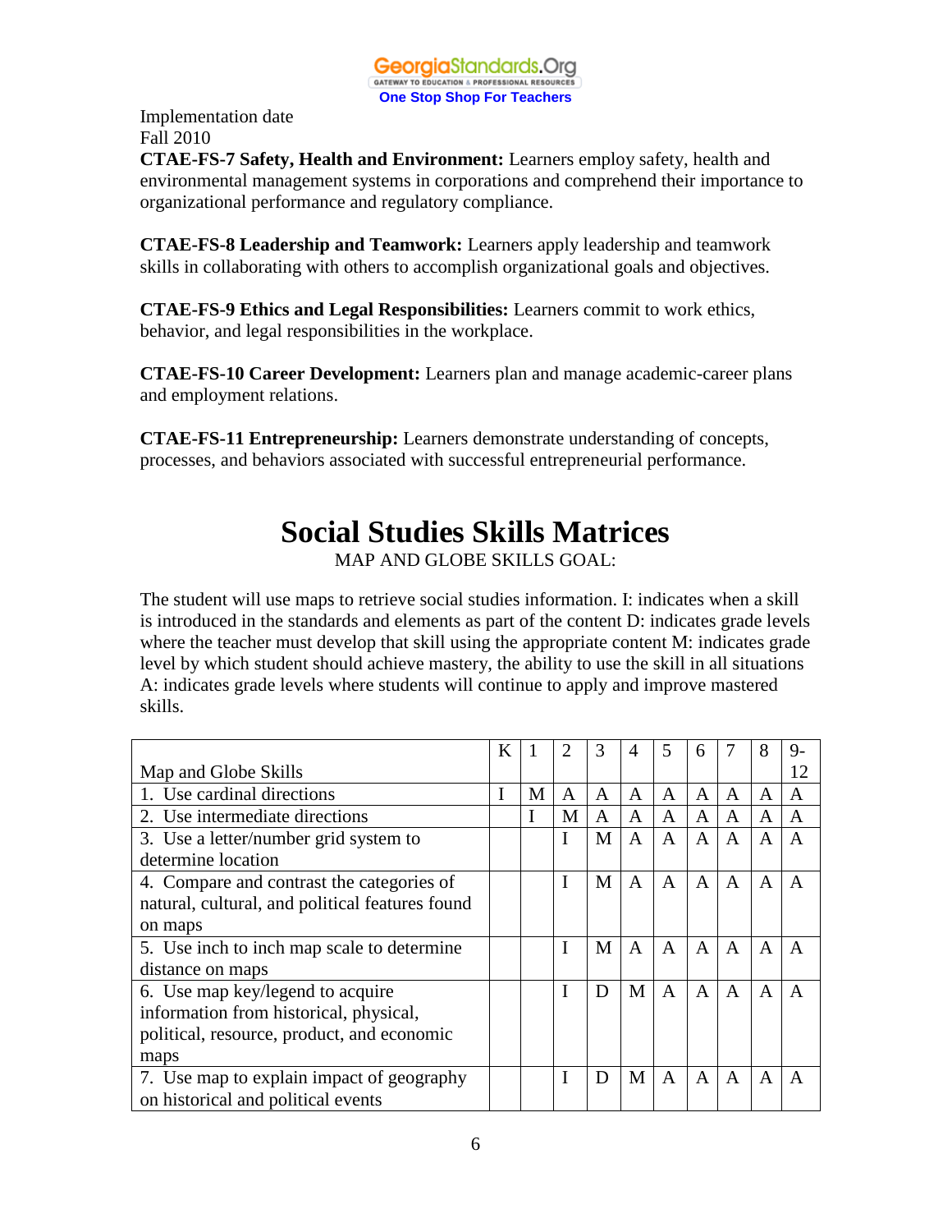Implementation date
Fall 2010

**CTAE-FS-7 Safety, Health and Environment:** Learners employ safety, health and environmental management systems in corporations and comprehend their importance to organizational performance and regulatory compliance.

**CTAE-FS-8 Leadership and Teamwork:** Learners apply leadership and teamwork skills in collaborating with others to accomplish organizational goals and objectives.

**CTAE-FS-9 Ethics and Legal Responsibilities:** Learners commit to work ethics, behavior, and legal responsibilities in the workplace.

**CTAE-FS-10 Career Development:** Learners plan and manage academic-career plans and employment relations.

**CTAE-FS-11 Entrepreneurship:** Learners demonstrate understanding of concepts, processes, and behaviors associated with successful entrepreneurial performance.

# Social Studies Skills Matrices

MAP AND GLOBE SKILLS GOAL:

The student will use maps to retrieve social studies information. I: indicates when a skill is introduced in the standards and elements as part of the content D: indicates grade levels where the teacher must develop that skill using the appropriate content M: indicates grade level by which student should achieve mastery, the ability to use the skill in all situations A: indicates grade levels where students will continue to apply and improve mastered skills.

| Map and Globe Skills | K | 1 | 2 | 3 | 4 | 5 | 6 | 7 | 8 | 9-12 |
|---|---|---|---|---|---|---|---|---|---|---|
| 1. Use cardinal directions | I | M | A | A | A | A | A | A | A | A |
| 2. Use intermediate directions | | I | M | A | A | A | A | A | A | A |
| 3. Use a letter/number grid system to determine location | | | I | M | A | A | A | A | A | A |
| 4. Compare and contrast the categories of natural, cultural, and political features found on maps | | | I | M | A | A | A | A | A | A |
| 5. Use inch to inch map scale to determine distance on maps | | | I | M | A | A | A | A | A | A |
| 6. Use map key/legend to acquire information from historical, physical, political, resource, product, and economic maps | | | I | D | M | A | A | A | A | A |
| 7. Use map to explain impact of geography on historical and political events | | | I | D | M | A | A | A | A | A |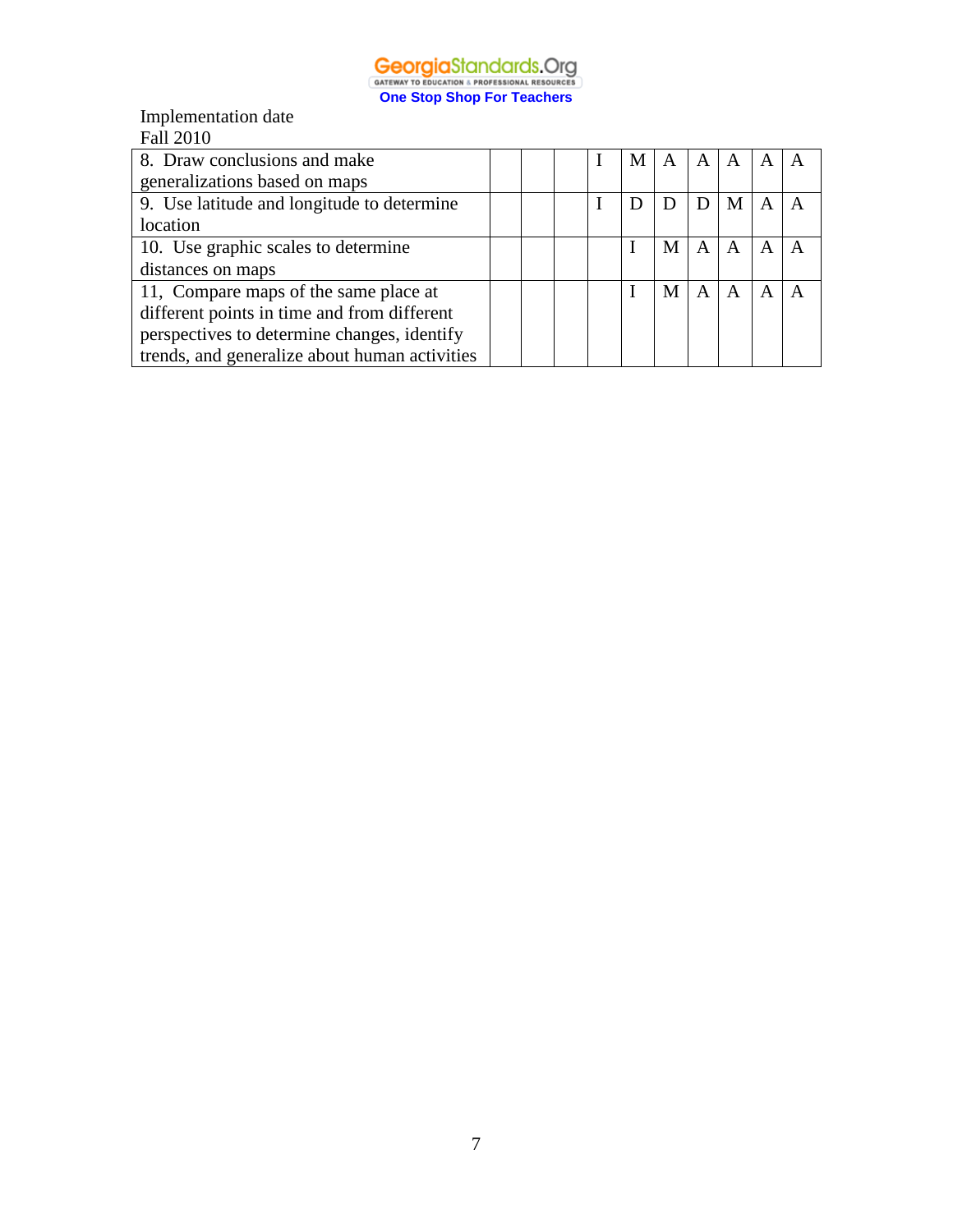| | | | | | | | | | | |
|---|---|---|---|---|---|---|---|---|---|---|
| 8. Draw conclusions and make generalizations based on maps | | | | I | M | A | A | A | A | A |
| 9. Use latitude and longitude to determine location | | | | I | D | D | D | M | A | A |
| 10. Use graphic scales to determine distances on maps | | | | | I | M | A | A | A | A |
| 11, Compare maps of the same place at different points in time and from different perspectives to determine changes, identify trends, and generalize about human activities | | | | | I | M | A | A | A | A |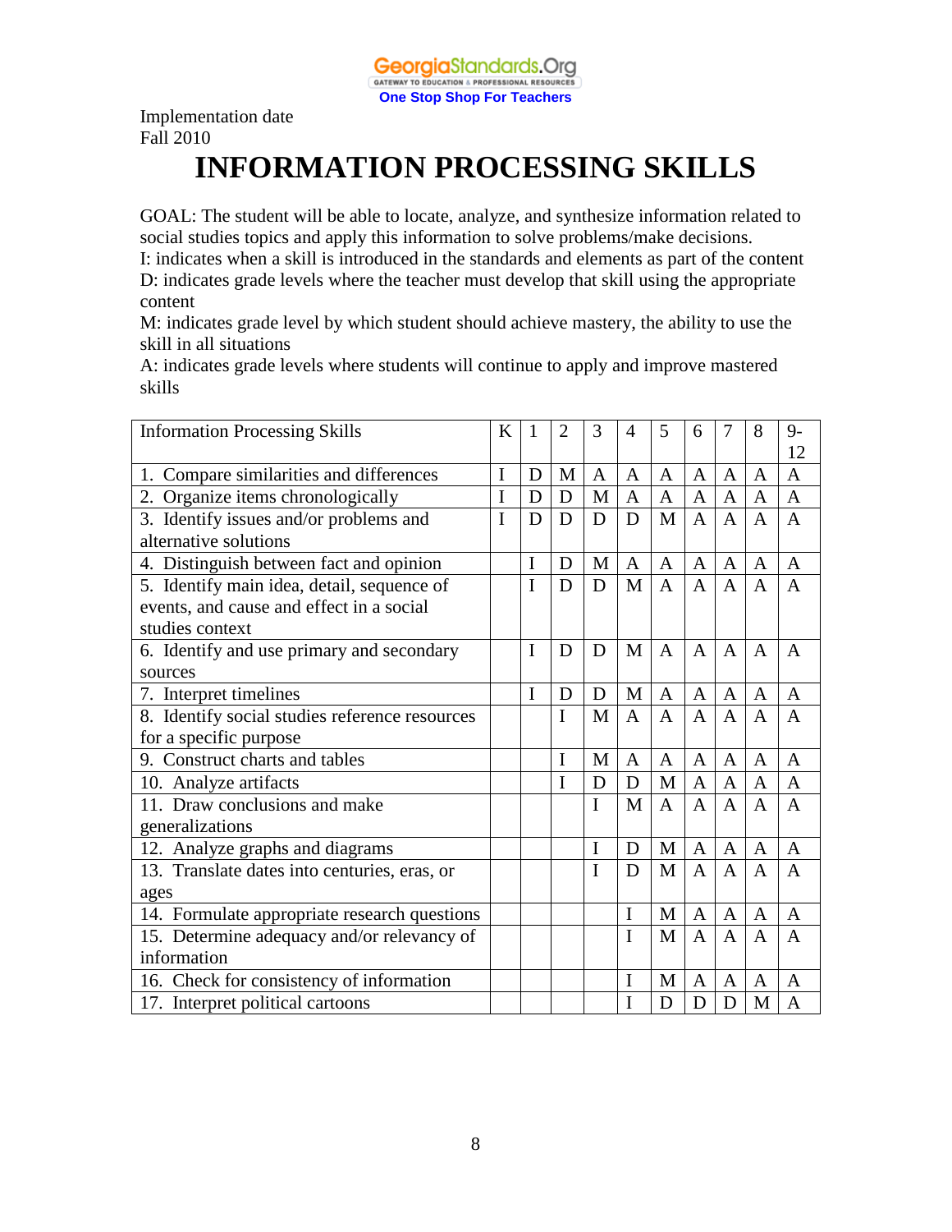GeorgiaStandards.Org
GATEWAY TO EDUCATION & PROFESSIONAL RESOURCES
One Stop Shop For Teachers

Implementation date
Fall 2010

# INFORMATION PROCESSING SKILLS

GOAL: The student will be able to locate, analyze, and synthesize information related to social studies topics and apply this information to solve problems/make decisions.
I: indicates when a skill is introduced in the standards and elements as part of the content
D: indicates grade levels where the teacher must develop that skill using the appropriate content
M: indicates grade level by which student should achieve mastery, the ability to use the skill in all situations
A: indicates grade levels where students will continue to apply and improve mastered skills

| Information Processing Skills | K | 1 | 2 | 3 | 4 | 5 | 6 | 7 | 8 | 9-12 |
|---|---|---|---|---|---|---|---|---|---|---|
| 1. Compare similarities and differences | I | D | M | A | A | A | A | A | A | A |
| 2. Organize items chronologically | I | D | D | M | A | A | A | A | A | A |
| 3. Identify issues and/or problems and alternative solutions | I | D | D | D | D | M | A | A | A | A |
| 4. Distinguish between fact and opinion | | I | D | M | A | A | A | A | A | A |
| 5. Identify main idea, detail, sequence of events, and cause and effect in a social studies context | | I | D | D | M | A | A | A | A | A |
| 6. Identify and use primary and secondary sources | | I | D | D | M | A | A | A | A | A |
| 7. Interpret timelines | | I | D | D | M | A | A | A | A | A |
| 8. Identify social studies reference resources for a specific purpose | | | I | M | A | A | A | A | A | A |
| 9. Construct charts and tables | | | I | M | A | A | A | A | A | A |
| 10. Analyze artifacts | | | I | D | D | M | A | A | A | A |
| 11. Draw conclusions and make generalizations | | | | I | M | A | A | A | A | A |
| 12. Analyze graphs and diagrams | | | | I | D | M | A | A | A | A |
| 13. Translate dates into centuries, eras, or ages | | | | I | D | M | A | A | A | A |
| 14. Formulate appropriate research questions | | | | | I | M | A | A | A | A |
| 15. Determine adequacy and/or relevancy of information | | | | | I | M | A | A | A | A |
| 16. Check for consistency of information | | | | | I | M | A | A | A | A |
| 17. Interpret political cartoons | | | | | I | D | D | D | M | A |